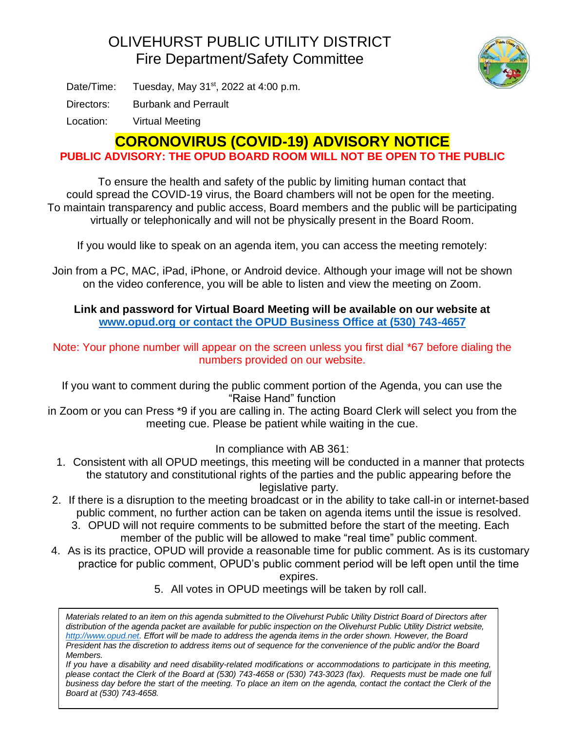# OLIVEHURST PUBLIC UTILITY DISTRICT
## Fire Department/Safety Committee

Date/Time: Tuesday, May 31st, 2022 at 4:00 p.m.

Directors: Burbank and Perrault

Location: Virtual Meeting

## CORONOVIRUS (COVID-19) ADVISORY NOTICE

**PUBLIC ADVISORY: THE OPUD BOARD ROOM WILL NOT BE OPEN TO THE PUBLIC**

To ensure the health and safety of the public by limiting human contact that could spread the COVID-19 virus, the Board chambers will not be open for the meeting. To maintain transparency and public access, Board members and the public will be participating virtually or telephonically and will not be physically present in the Board Room.

If you would like to speak on an agenda item, you can access the meeting remotely:

Join from a PC, MAC, iPad, iPhone, or Android device. Although your image will not be shown on the video conference, you will be able to listen and view the meeting on Zoom.

**Link and password for Virtual Board Meeting will be available on our website at [www.opud.org or contact the OPUD Business Office at (530) 743-4657](http://www.opud.org)**

Note: Your phone number will appear on the screen unless you first dial *67 before dialing the numbers provided on our website.

If you want to comment during the public comment portion of the Agenda, you can use the "Raise Hand" function in Zoom or you can Press *9 if you are calling in. The acting Board Clerk will select you from the meeting cue. Please be patient while waiting in the cue.

In compliance with AB 361:

1. Consistent with all OPUD meetings, this meeting will be conducted in a manner that protects the statutory and constitutional rights of the parties and the public appearing before the legislative party.
2. If there is a disruption to the meeting broadcast or in the ability to take call-in or internet-based public comment, no further action can be taken on agenda items until the issue is resolved.
3. OPUD will not require comments to be submitted before the start of the meeting. Each member of the public will be allowed to make "real time" public comment.
4. As is its practice, OPUD will provide a reasonable time for public comment. As is its customary practice for public comment, OPUD's public comment period will be left open until the time expires.
5. All votes in OPUD meetings will be taken by roll call.

*Materials related to an item on this agenda submitted to the Olivehurst Public Utility District Board of Directors after distribution of the agenda packet are available for public inspection on the Olivehurst Public Utility District website, [http://www.opud.net](http://www.opud.net). Effort will be made to address the agenda items in the order shown. However, the Board President has the discretion to address items out of sequence for the convenience of the public and/or the Board Members.*

*If you have a disability and need disability-related modifications or accommodations to participate in this meeting, please contact the Clerk of the Board at (530) 743-4658 or (530) 743-3023 (fax). Requests must be made one full business day before the start of the meeting. To place an item on the agenda, contact the contact the Clerk of the Board at (530) 743-4658.*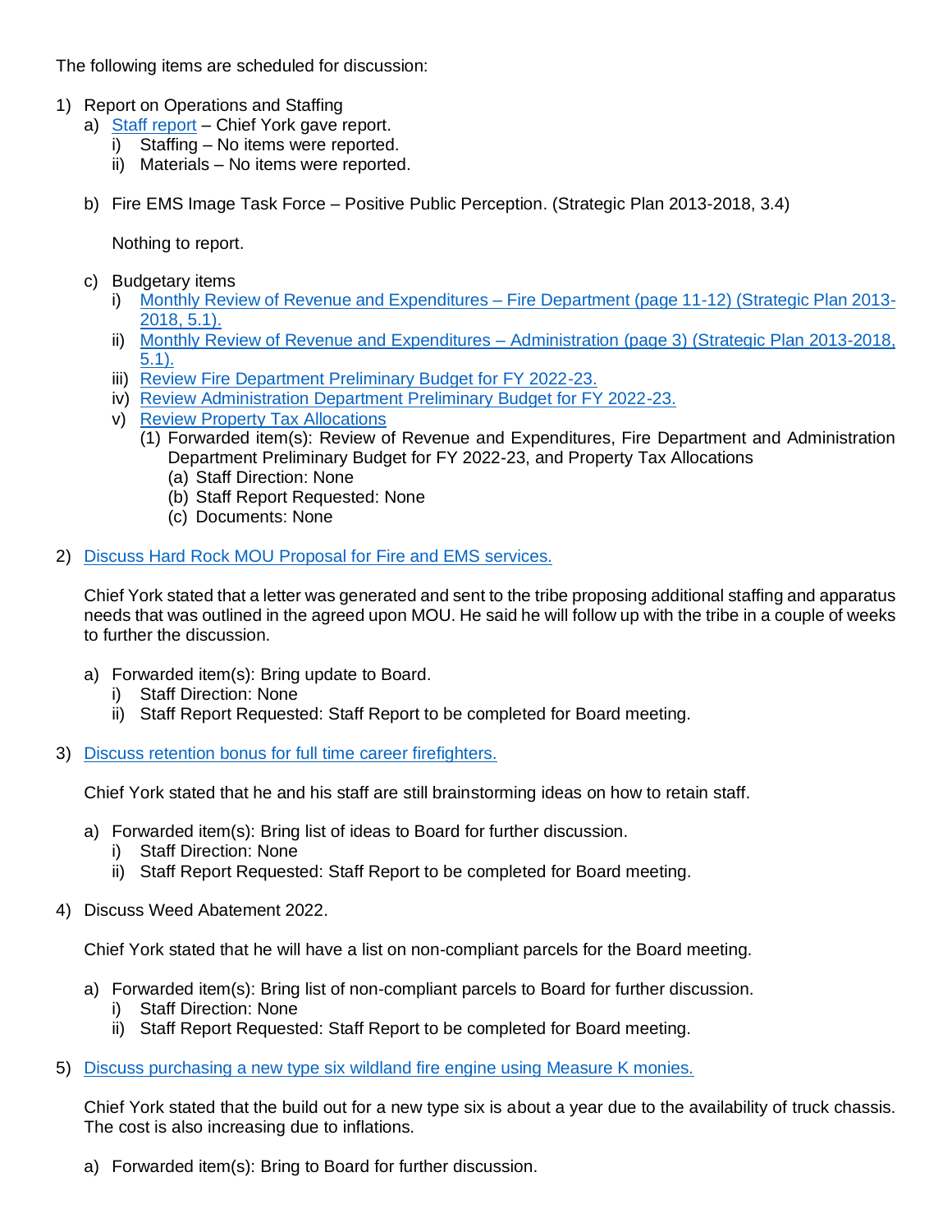The following items are scheduled for discussion:

1) Report on Operations and Staffing
    a) Staff report – Chief York gave report.
        i) Staffing – No items were reported.
        ii) Materials – No items were reported.

    b) Fire EMS Image Task Force – Positive Public Perception. (Strategic Plan 2013-2018, 3.4)

        Nothing to report.

    c) Budgetary items
        i) Monthly Review of Revenue and Expenditures – Fire Department (page 11-12) (Strategic Plan 2013-2018, 5.1).
        ii) Monthly Review of Revenue and Expenditures – Administration (page 3) (Strategic Plan 2013-2018, 5.1).
        iii) Review Fire Department Preliminary Budget for FY 2022-23.
        iv) Review Administration Department Preliminary Budget for FY 2022-23.
        v) Review Property Tax Allocations
            (1) Forwarded item(s): Review of Revenue and Expenditures, Fire Department and Administration Department Preliminary Budget for FY 2022-23, and Property Tax Allocations
                (a) Staff Direction: None
                (b) Staff Report Requested: None
                (c) Documents: None

2) Discuss Hard Rock MOU Proposal for Fire and EMS services.

    Chief York stated that a letter was generated and sent to the tribe proposing additional staffing and apparatus needs that was outlined in the agreed upon MOU. He said he will follow up with the tribe in a couple of weeks to further the discussion.

    a) Forwarded item(s): Bring update to Board.
        i) Staff Direction: None
        ii) Staff Report Requested: Staff Report to be completed for Board meeting.

3) Discuss retention bonus for full time career firefighters.

    Chief York stated that he and his staff are still brainstorming ideas on how to retain staff.

    a) Forwarded item(s): Bring list of ideas to Board for further discussion.
        i) Staff Direction: None
        ii) Staff Report Requested: Staff Report to be completed for Board meeting.

4) Discuss Weed Abatement 2022.

    Chief York stated that he will have a list on non-compliant parcels for the Board meeting.

    a) Forwarded item(s): Bring list of non-compliant parcels to Board for further discussion.
        i) Staff Direction: None
        ii) Staff Report Requested: Staff Report to be completed for Board meeting.

5) Discuss purchasing a new type six wildland fire engine using Measure K monies.

    Chief York stated that the build out for a new type six is about a year due to the availability of truck chassis. The cost is also increasing due to inflations.

    a) Forwarded item(s): Bring to Board for further discussion.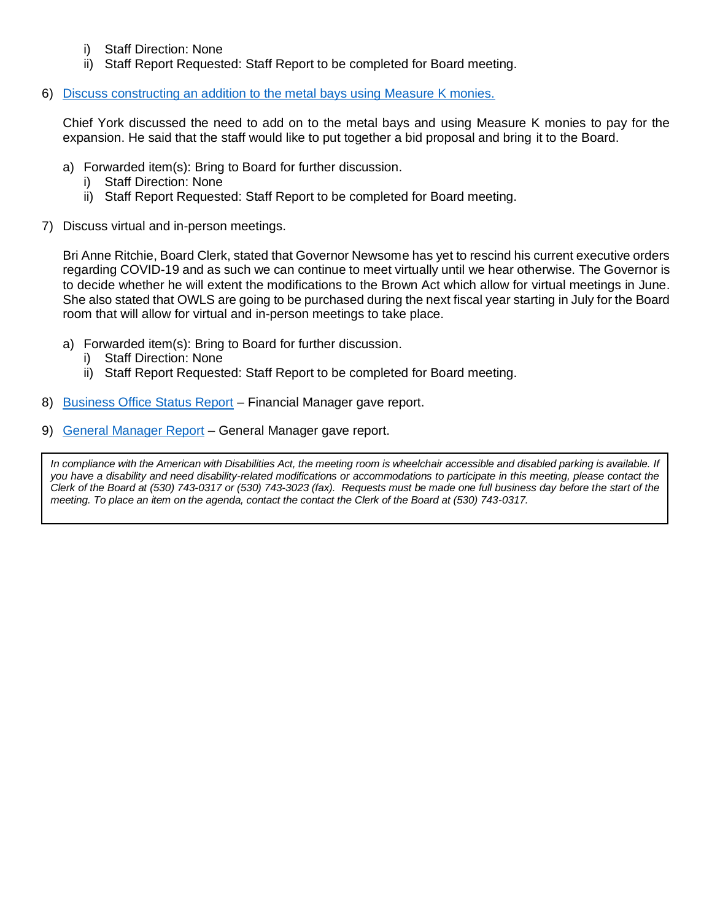i) Staff Direction: None
   ii) Staff Report Requested: Staff Report to be completed for Board meeting.

6) Discuss constructing an addition to the metal bays using Measure K monies.

   Chief York discussed the need to add on to the metal bays and using Measure K monies to pay for the expansion. He said that the staff would like to put together a bid proposal and bring it to the Board.

   a) Forwarded item(s): Bring to Board for further discussion.
      i) Staff Direction: None
      ii) Staff Report Requested: Staff Report to be completed for Board meeting.

7) Discuss virtual and in-person meetings.

   Bri Anne Ritchie, Board Clerk, stated that Governor Newsome has yet to rescind his current executive orders regarding COVID-19 and as such we can continue to meet virtually until we hear otherwise. The Governor is to decide whether he will extent the modifications to the Brown Act which allow for virtual meetings in June. She also stated that OWLS are going to be purchased during the next fiscal year starting in July for the Board room that will allow for virtual and in-person meetings to take place.

   a) Forwarded item(s): Bring to Board for further discussion.
      i) Staff Direction: None
      ii) Staff Report Requested: Staff Report to be completed for Board meeting.

8) Business Office Status Report – Financial Manager gave report.

9) General Manager Report – General Manager gave report.

*In compliance with the American with Disabilities Act, the meeting room is wheelchair accessible and disabled parking is available. If you have a disability and need disability-related modifications or accommodations to participate in this meeting, please contact the Clerk of the Board at (530) 743-0317 or (530) 743-3023 (fax). Requests must be made one full business day before the start of the meeting. To place an item on the agenda, contact the contact the Clerk of the Board at (530) 743-0317.*